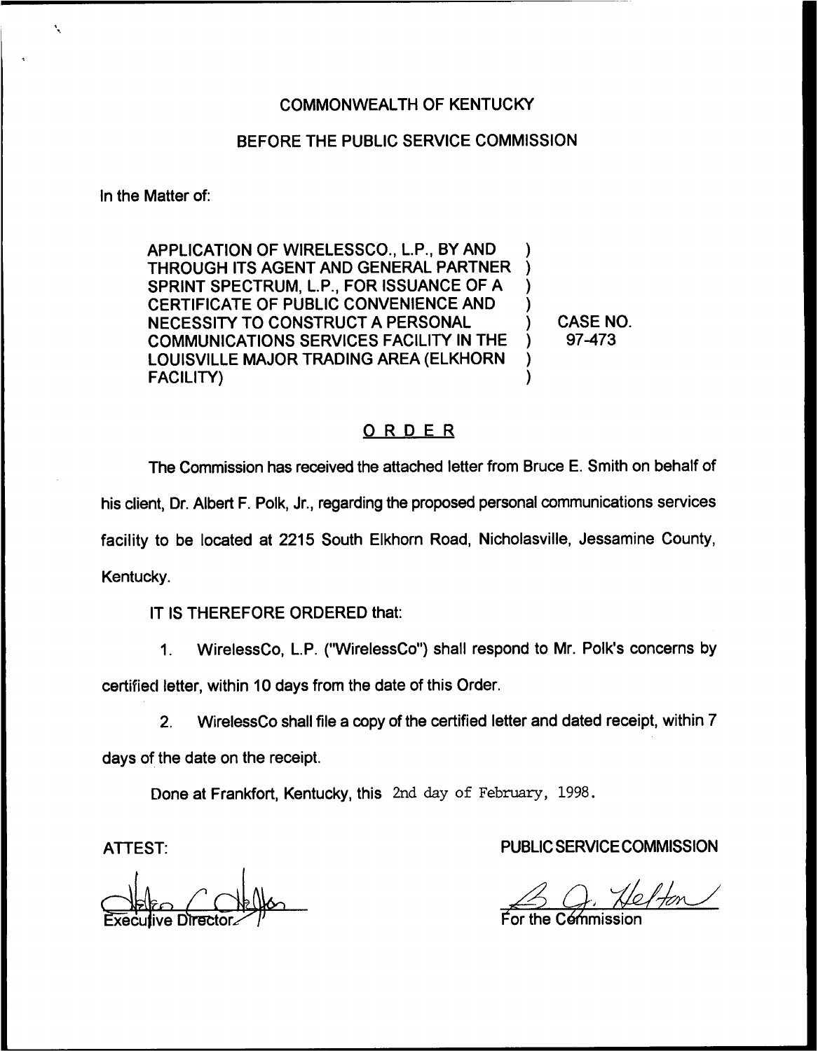COMMONWEALTH OF KENTUCKY

BEFORE THE PUBLIC SERVICE COMMISSION

In the Matter of:

| | | |
|---|---|---|
| APPLICATION OF WIRELESSCO., L.P., BY AND THROUGH ITS AGENT AND GENERAL PARTNER SPRINT SPECTRUM, L.P., FOR ISSUANCE OF A CERTIFICATE OF PUBLIC CONVENIENCE AND NECESSITY TO CONSTRUCT A PERSONAL COMMUNICATIONS SERVICES FACILITY IN THE LOUISVILLE MAJOR TRADING AREA (ELKHORN FACILITY) | ) | CASE NO. 97-473 |

## O R D E R

The Commission has received the attached letter from Bruce E. Smith on behalf of his client, Dr. Albert F. Polk, Jr., regarding the proposed personal communications services facility to be located at 2215 South Elkhorn Road, Nicholasville, Jessamine County, Kentucky.

IT IS THEREFORE ORDERED that:

1. WirelessCo, L.P. ("WirelessCo") shall respond to Mr. Polk's concerns by certified letter, within 10 days from the date of this Order.

2. WirelessCo shall file a copy of the certified letter and dated receipt, within 7 days of the date on the receipt.

Done at Frankfort, Kentucky, this 2nd day of February, 1998.

ATTEST:

Executive Director

PUBLIC SERVICE COMMISSION

For the Commission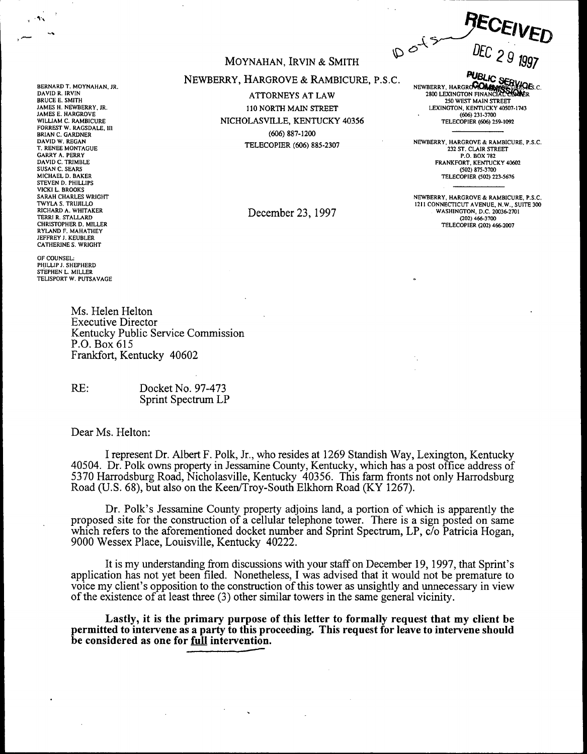RECEIVED

DEC 29 1997

PUBLIC SERVICE COMMISSION

# MOYNAHAN, IRVIN & SMITH

## NEWBERRY, HARGROVE & RAMBICURE, P.S.C.

ATTORNEYS AT LAW
110 NORTH MAIN STREET
NICHOLASVILLE, KENTUCKY 40356
(606) 887-1200
TELECOPIER (606) 885-2307

BERNARD T. MOYNAHAN, JR.
DAVID R. IRVIN
BRUCE E. SMITH
JAMES H. NEWBERRY, JR.
JAMES E. HARGROVE
WILLIAM C. RAMBICURE
FORREST W. RAGSDALE, III
BRIAN C. GARDNER
DAVID W. REGAN
T. RENEE MONTAGUE
GARRY A. PERRY
DAVID C. TRIMBLE
SUSAN C. SEARS
MICHAEL D. BAKER
STEVEN D. PHILLIPS
VICKI L. BROOKS
SARAH CHARLES WRIGHT
TWYLA S. TRUJILLO
RICHARD A. WHITAKER
TERRI R. STALLARD
CHRISTOPHER D. MILLER
RYLAND F. MAHATHEY
JEFFREY J. KEUBLER
CATHERINE S. WRIGHT

OF COUNSEL:
PHILLIP J. SHEPHERD
STEPHEN L. MILLER
TELISPORT W. PUTSAVAGE

NEWBERRY, HARGROVE & RAMBICURE, P.S.C.
2800 LEXINGTON FINANCIAL CENTER
250 WEST MAIN STREET
LEXINGTON, KENTUCKY 40507-1743
(606) 231-3700
TELECOPIER (606) 259-1092

NEWBERRY, HARGROVE & RAMBICURE, P.S.C.
232 ST. CLAIR STREET
P.O. BOX 782
FRANKFORT, KENTUCKY 40602
(502) 875-3700
TELECOPIER (502) 223-5676

NEWBERRY, HARGROVE & RAMBICURE, P.S.C.
1211 CONNECTICUT AVENUE, N.W., SUITE 300
WASHINGTON, D.C. 20036-2701
(202) 466-3700
TELECOPIER (202) 466-2007

December 23, 1997

Ms. Helen Helton
Executive Director
Kentucky Public Service Commission
P.O. Box 615
Frankfort, Kentucky 40602

RE: Docket No. 97-473
Sprint Spectrum LP

Dear Ms. Helton:

I represent Dr. Albert F. Polk, Jr., who resides at 1269 Standish Way, Lexington, Kentucky 40504. Dr. Polk owns property in Jessamine County, Kentucky, which has a post office address of 5370 Harrodsburg Road, Nicholasville, Kentucky 40356. This farm fronts not only Harrodsburg Road (U.S. 68), but also on the Keen/Troy-South Elkhorn Road (KY 1267).

Dr. Polk's Jessamine County property adjoins land, a portion of which is apparently the proposed site for the construction of a cellular telephone tower. There is a sign posted on same which refers to the aforementioned docket number and Sprint Spectrum, LP, c/o Patricia Hogan, 9000 Wessex Place, Louisville, Kentucky 40222.

It is my understanding from discussions with your staff on December 19, 1997, that Sprint's application has not yet been filed. Nonetheless, I was advised that it would not be premature to voice my client's opposition to the construction of this tower as unsightly and unnecessary in view of the existence of at least three (3) other similar towers in the same general vicinity.

**Lastly, it is the primary purpose of this letter to formally request that my client be permitted to intervene as a party to this proceeding. This request for leave to intervene should be considered as one for <u>full</u> intervention.**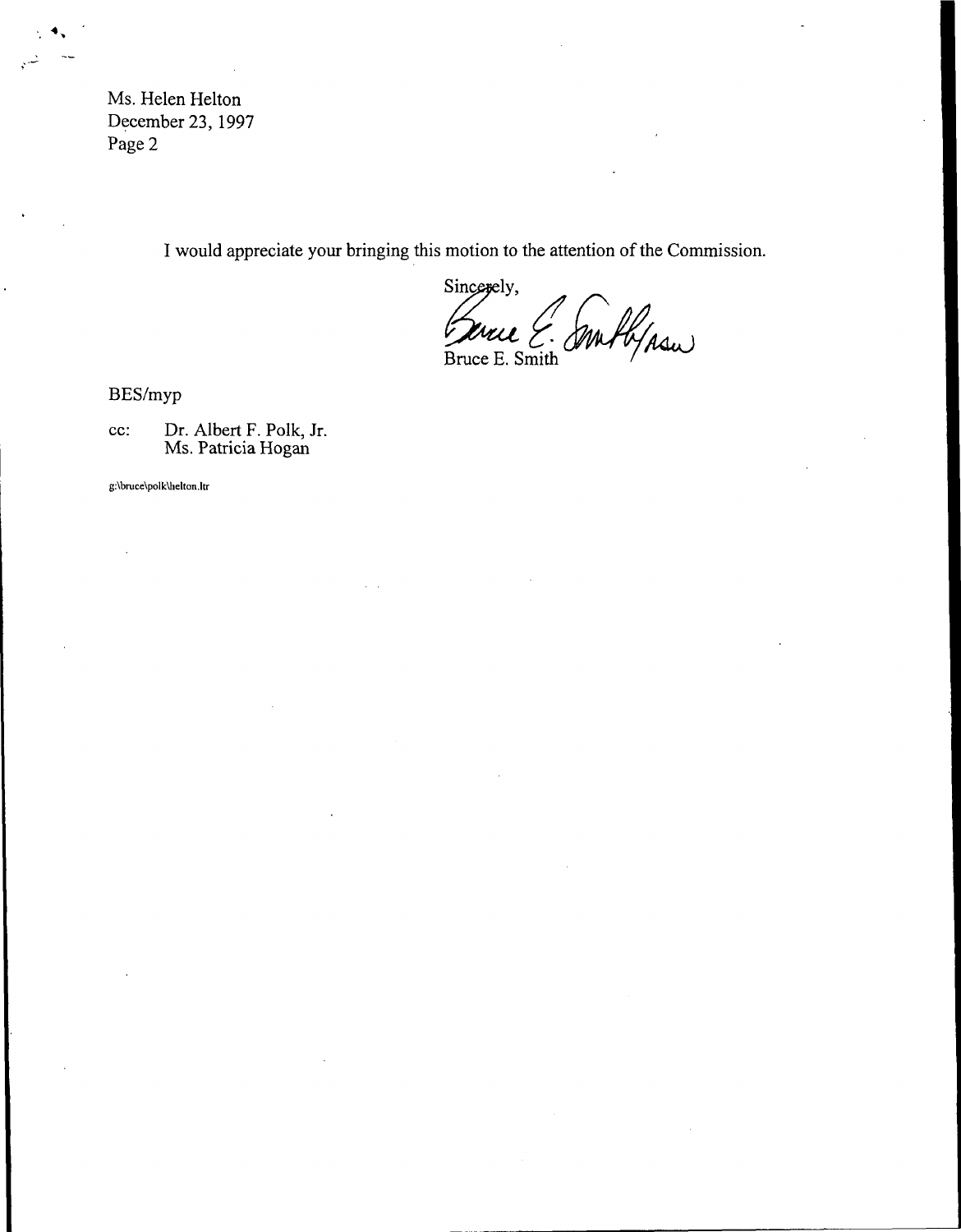Ms. Helen Helton
December 23, 1997
Page 2

I would appreciate your bringing this motion to the attention of the Commission.

Sincerely,

Bruce E. Smith

BES/myp

cc: Dr. Albert F. Polk, Jr.
Ms. Patricia Hogan

g:\bruce\polk\helton.ltr